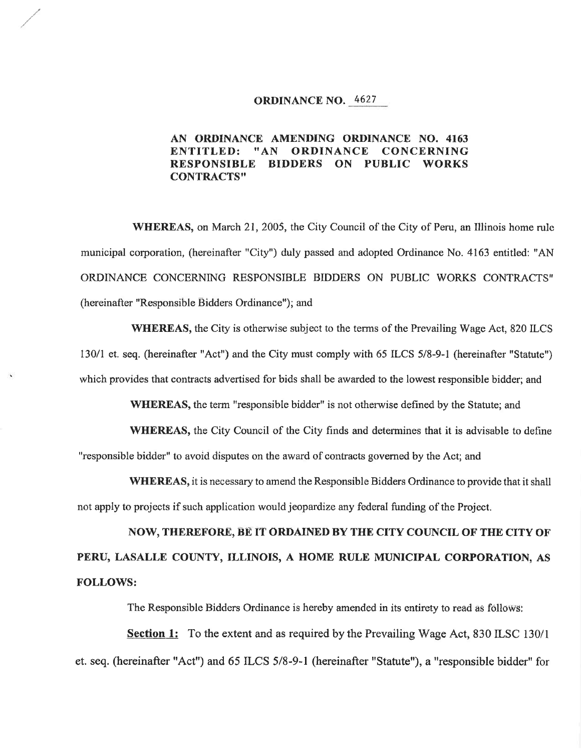# ORDINANCE NO. 4627

## AN ORDINANCE AMENDING ORDINANCE NO. 4163 ENTITLED: "AN ORDINANCE CONCERNING RESPONSIBLE BIDDERS ON PUBLIC WORKS CONTRACTS"

**WHEREAS,** on March 21, 2005, the City Council of the City of Peru, an Illinois home rule municipal corporation, (hereinafter "City") duly passed and adopted Ordinance No. 4163 entitled: "AN ORDINANCE CONCERNING RESPONSIBLE BIDDERS ON PUBLIC WORKS CONTRACTS" (hereinafter "Responsible Bidders Ordinance"); and

**WHEREAS,** the City is otherwise subject to the terms of the Prevailing Wage Act, 820 ILCS 130/1 et. seq. (hereinafter "Act") and the City must comply with 65 ILCS 5/8-9-1 (hereinafter "Statute") which provides that contracts advertised for bids shall be awarded to the lowest responsible bidder; and

**WHEREAS,** the term "responsible bidder" is not otherwise defined by the Statute; and

**WHEREAS,** the City Council of the City finds and determines that it is advisable to define "responsible bidder" to avoid disputes on the award of contracts governed by the Act; and

**WHEREAS,** it is necessary to amend the Responsible Bidders Ordinance to provide that it shall not apply to projects if such application would jeopardize any federal funding of the Project.

**NOW, THEREFORE, BE IT ORDAINED BY THE CITY COUNCIL OF THE CITY OF PERU, LASALLE COUNTY, ILLINOIS, A HOME RULE MUNICIPAL CORPORATION, AS FOLLOWS:**

The Responsible Bidders Ordinance is hereby amended in its entirety to read as follows:

**Section 1:** To the extent and as required by the Prevailing Wage Act, 830 ILSC 130/1 et. seq. (hereinafter "Act") and 65 ILCS 5/8-9-1 (hereinafter "Statute"), a "responsible bidder" for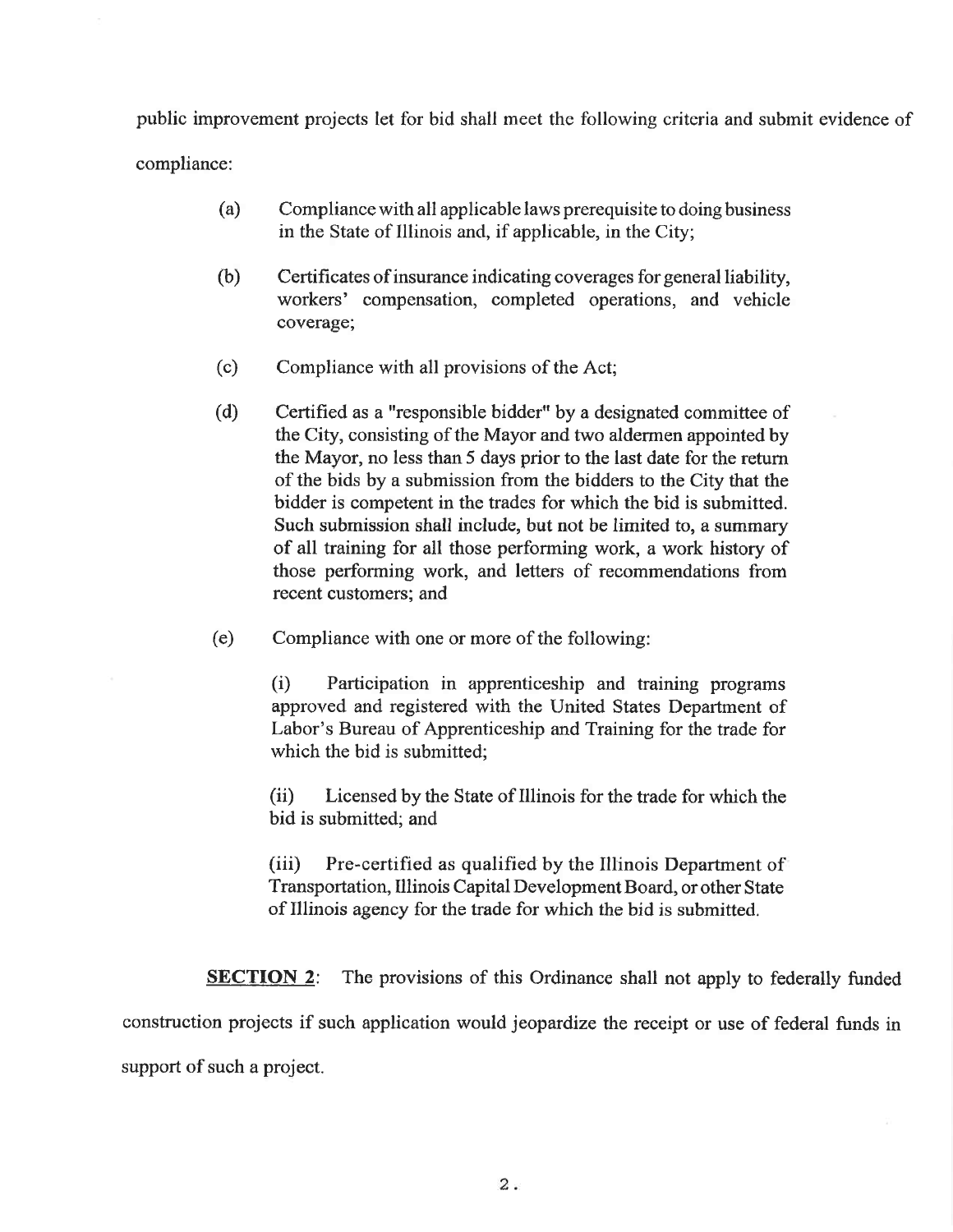public improvement projects let for bid shall meet the following criteria and submit evidence of compliance:

(a) Compliance with all applicable laws prerequisite to doing business in the State of Illinois and, if applicable, in the City;

(b) Certificates of insurance indicating coverages for general liability, workers' compensation, completed operations, and vehicle coverage;

(c) Compliance with all provisions of the Act;

(d) Certified as a "responsible bidder" by a designated committee of the City, consisting of the Mayor and two aldermen appointed by the Mayor, no less than 5 days prior to the last date for the return of the bids by a submission from the bidders to the City that the bidder is competent in the trades for which the bid is submitted. Such submission shall include, but not be limited to, a summary of all training for all those performing work, a work history of those performing work, and letters of recommendations from recent customers; and

(e) Compliance with one or more of the following:

(i) Participation in apprenticeship and training programs approved and registered with the United States Department of Labor's Bureau of Apprenticeship and Training for the trade for which the bid is submitted;

(ii) Licensed by the State of Illinois for the trade for which the bid is submitted; and

(iii) Pre-certified as qualified by the Illinois Department of Transportation, Illinois Capital Development Board, or other State of Illinois agency for the trade for which the bid is submitted.

**SECTION 2**: The provisions of this Ordinance shall not apply to federally funded construction projects if such application would jeopardize the receipt or use of federal funds in support of such a project.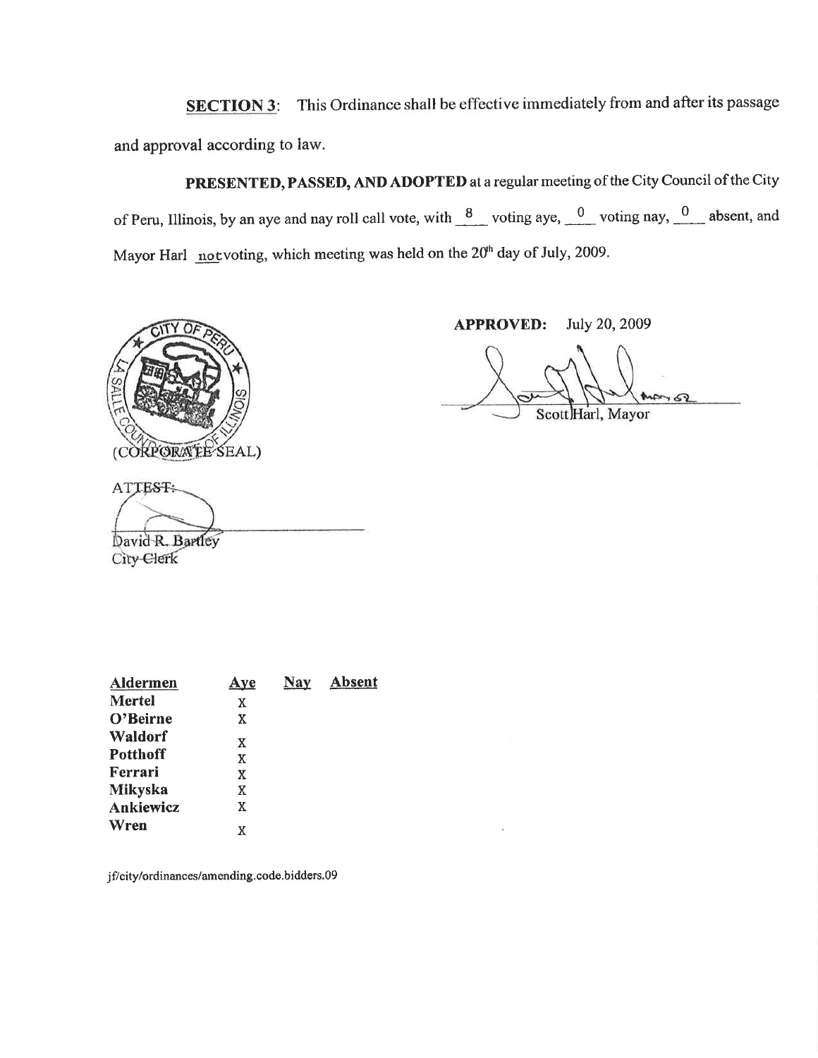**SECTION 3**: This Ordinance shall be effective immediately from and after its passage and approval according to law.

**PRESENTED, PASSED, AND ADOPTED** at a regular meeting of the City Council of the City of Peru, Illinois, by an aye and nay roll call vote, with 8 voting aye, 0 voting nay, 0 absent, and Mayor Harl not voting, which meeting was held on the 20th day of July, 2009.

(CORPORATE SEAL)

**APPROVED:** July 20, 2009

Scott Harl, Mayor

ATTEST:

David R. Bartley
City Clerk

| Aldermen | Aye | Nay | Absent |
|---|---|---|---|
| **Mertel** | X | | |
| **O'Beirne** | X | | |
| **Waldorf** | X | | |
| **Potthoff** | X | | |
| **Ferrari** | X | | |
| **Mikyska** | X | | |
| **Ankiewicz** | X | | |
| **Wren** | X | | |

jf/city/ordinances/amending.code.bidders.09